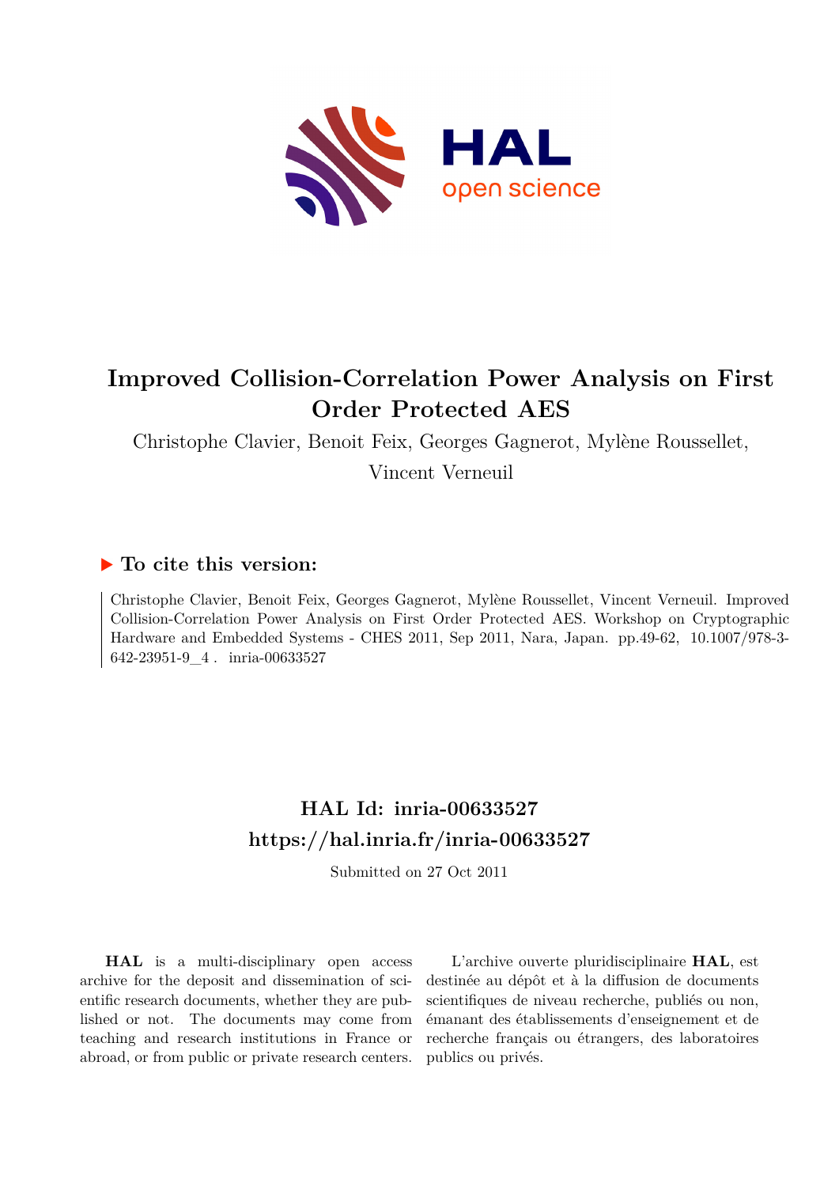# Improved Collision-Correlation Power Analysis on First Order Protected AES

Christophe Clavier, Benoit Feix, Georges Gagnerot, Mylène Roussellet, Vincent Verneuil

## ▶ To cite this version:

Christophe Clavier, Benoit Feix, Georges Gagnerot, Mylène Roussellet, Vincent Verneuil. Improved Collision-Correlation Power Analysis on First Order Protected AES. Workshop on Cryptographic Hardware and Embedded Systems - CHES 2011, Sep 2011, Nara, Japan. pp.49-62, 10.1007/978-3-642-23951-9_4 . inria-00633527

## HAL Id: inria-00633527
## https://hal.inria.fr/inria-00633527

Submitted on 27 Oct 2011

**HAL** is a multi-disciplinary open access archive for the deposit and dissemination of scientific research documents, whether they are published or not. The documents may come from teaching and research institutions in France or abroad, or from public or private research centers.

L'archive ouverte pluridisciplinaire **HAL**, est destinée au dépôt et à la diffusion de documents scientifiques de niveau recherche, publiés ou non, émanant des établissements d'enseignement et de recherche français ou étrangers, des laboratoires publics ou privés.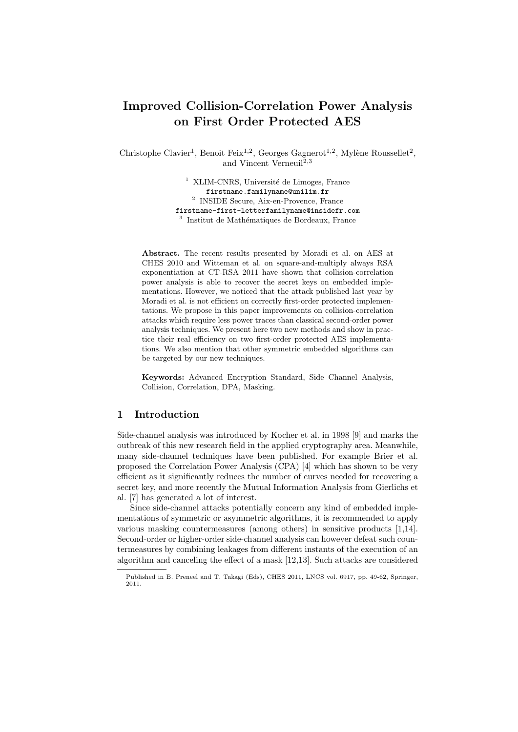# Improved Collision-Correlation Power Analysis on First Order Protected AES

Christophe Clavier[1], Benoit Feix[1,2], Georges Gagnerot[1,2], Mylène Roussellet[2], and Vincent Verneuil[2,3]

[1] XLIM-CNRS, Université de Limoges, France
firstname.familyname@unilim.fr
[2] INSIDE Secure, Aix-en-Provence, France
firstname-first-letterfamilyname@insidefr.com
[3] Institut de Mathématiques de Bordeaux, France

**Abstract.** The recent results presented by Moradi et al. on AES at CHES 2010 and Witteman et al. on square-and-multiply always RSA exponentiation at CT-RSA 2011 have shown that collision-correlation power analysis is able to recover the secret keys on embedded implementations. However, we noticed that the attack published last year by Moradi et al. is not efficient on correctly first-order protected implementations. We propose in this paper improvements on collision-correlation attacks which require less power traces than classical second-order power analysis techniques. We present here two new methods and show in practice their real efficiency on two first-order protected AES implementations. We also mention that other symmetric embedded algorithms can be targeted by our new techniques.

**Keywords:** Advanced Encryption Standard, Side Channel Analysis, Collision, Correlation, DPA, Masking.

## 1 Introduction

Side-channel analysis was introduced by Kocher et al. in 1998 [9] and marks the outbreak of this new research field in the applied cryptography area. Meanwhile, many side-channel techniques have been published. For example Brier et al. proposed the Correlation Power Analysis (CPA) [4] which has shown to be very efficient as it significantly reduces the number of curves needed for recovering a secret key, and more recently the Mutual Information Analysis from Gierlichs et al. [7] has generated a lot of interest.

Since side-channel attacks potentially concern any kind of embedded implementations of symmetric or asymmetric algorithms, it is recommended to apply various masking countermeasures (among others) in sensitive products [1,14]. Second-order or higher-order side-channel analysis can however defeat such countermeasures by combining leakages from different instants of the execution of an algorithm and canceling the effect of a mask [12,13]. Such attacks are considered

Published in B. Preneel and T. Takagi (Eds), CHES 2011, LNCS vol. 6917, pp. 49-62, Springer, 2011.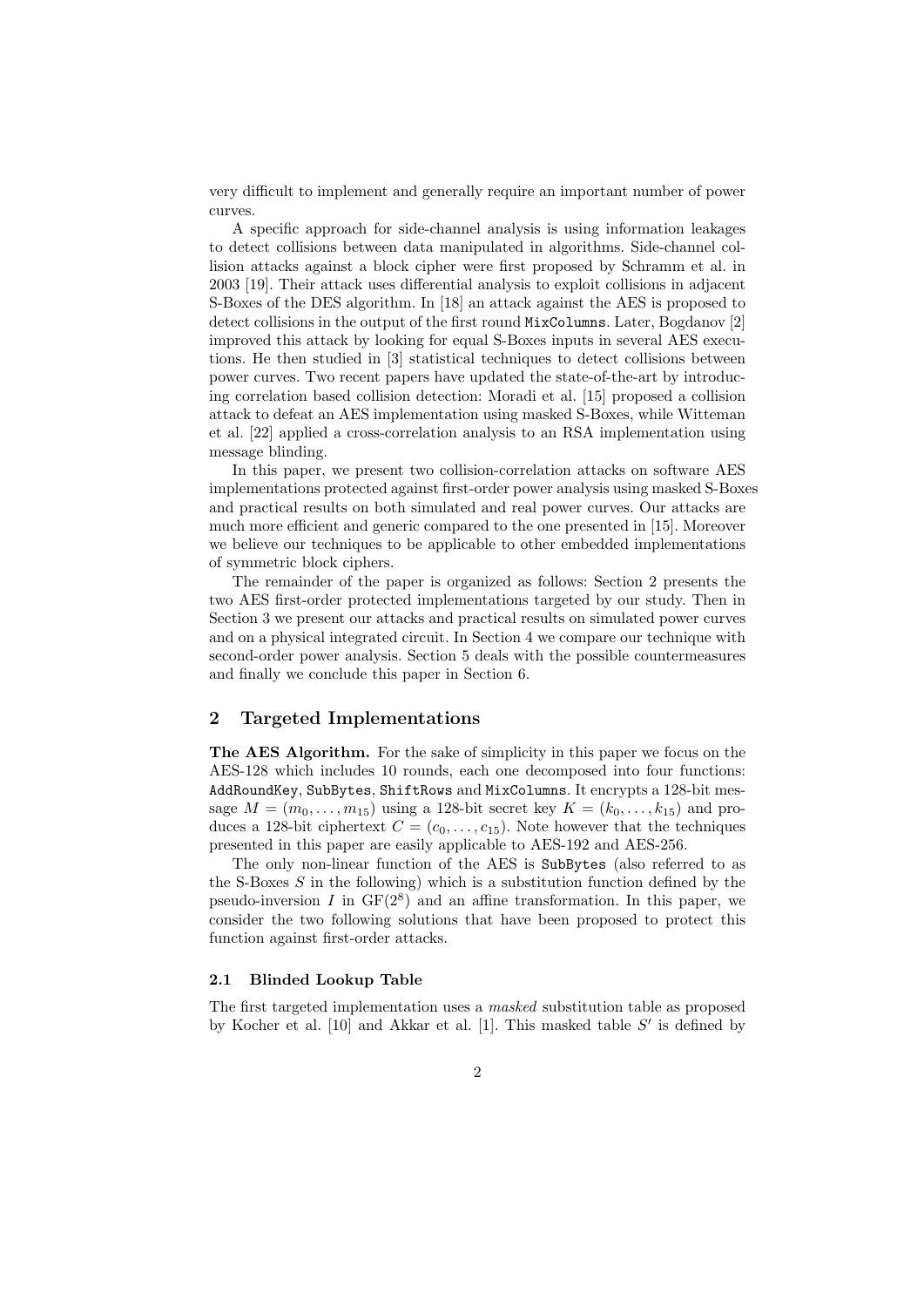very difficult to implement and generally require an important number of power curves.

A specific approach for side-channel analysis is using information leakages to detect collisions between data manipulated in algorithms. Side-channel collision attacks against a block cipher were first proposed by Schramm et al. in 2003 [19]. Their attack uses differential analysis to exploit collisions in adjacent S-Boxes of the DES algorithm. In [18] an attack against the AES is proposed to detect collisions in the output of the first round `MixColumns`. Later, Bogdanov [2] improved this attack by looking for equal S-Boxes inputs in several AES executions. He then studied in [3] statistical techniques to detect collisions between power curves. Two recent papers have updated the state-of-the-art by introducing correlation based collision detection: Moradi et al. [15] proposed a collision attack to defeat an AES implementation using masked S-Boxes, while Witteman et al. [22] applied a cross-correlation analysis to an RSA implementation using message blinding.

In this paper, we present two collision-correlation attacks on software AES implementations protected against first-order power analysis using masked S-Boxes and practical results on both simulated and real power curves. Our attacks are much more efficient and generic compared to the one presented in [15]. Moreover we believe our techniques to be applicable to other embedded implementations of symmetric block ciphers.

The remainder of the paper is organized as follows: Section 2 presents the two AES first-order protected implementations targeted by our study. Then in Section 3 we present our attacks and practical results on simulated power curves and on a physical integrated circuit. In Section 4 we compare our technique with second-order power analysis. Section 5 deals with the possible countermeasures and finally we conclude this paper in Section 6.

## 2 Targeted Implementations

**The AES Algorithm.** For the sake of simplicity in this paper we focus on the AES-128 which includes 10 rounds, each one decomposed into four functions: `AddRoundKey`, `SubBytes`, `ShiftRows` and `MixColumns`. It encrypts a 128-bit message $M = (m_0, \ldots, m_{15})$ using a 128-bit secret key $K = (k_0, \ldots, k_{15})$ and produces a 128-bit ciphertext $C = (c_0, \ldots, c_{15})$. Note however that the techniques presented in this paper are easily applicable to AES-192 and AES-256.

The only non-linear function of the AES is `SubBytes` (also referred to as the S-Boxes $S$ in the following) which is a substitution function defined by the pseudo-inversion $I$ in $\mathrm{GF}(2^8)$ and an affine transformation. In this paper, we consider the two following solutions that have been proposed to protect this function against first-order attacks.

### 2.1 Blinded Lookup Table

The first targeted implementation uses a *masked* substitution table as proposed by Kocher et al. [10] and Akkar et al. [1]. This masked table $S'$ is defined by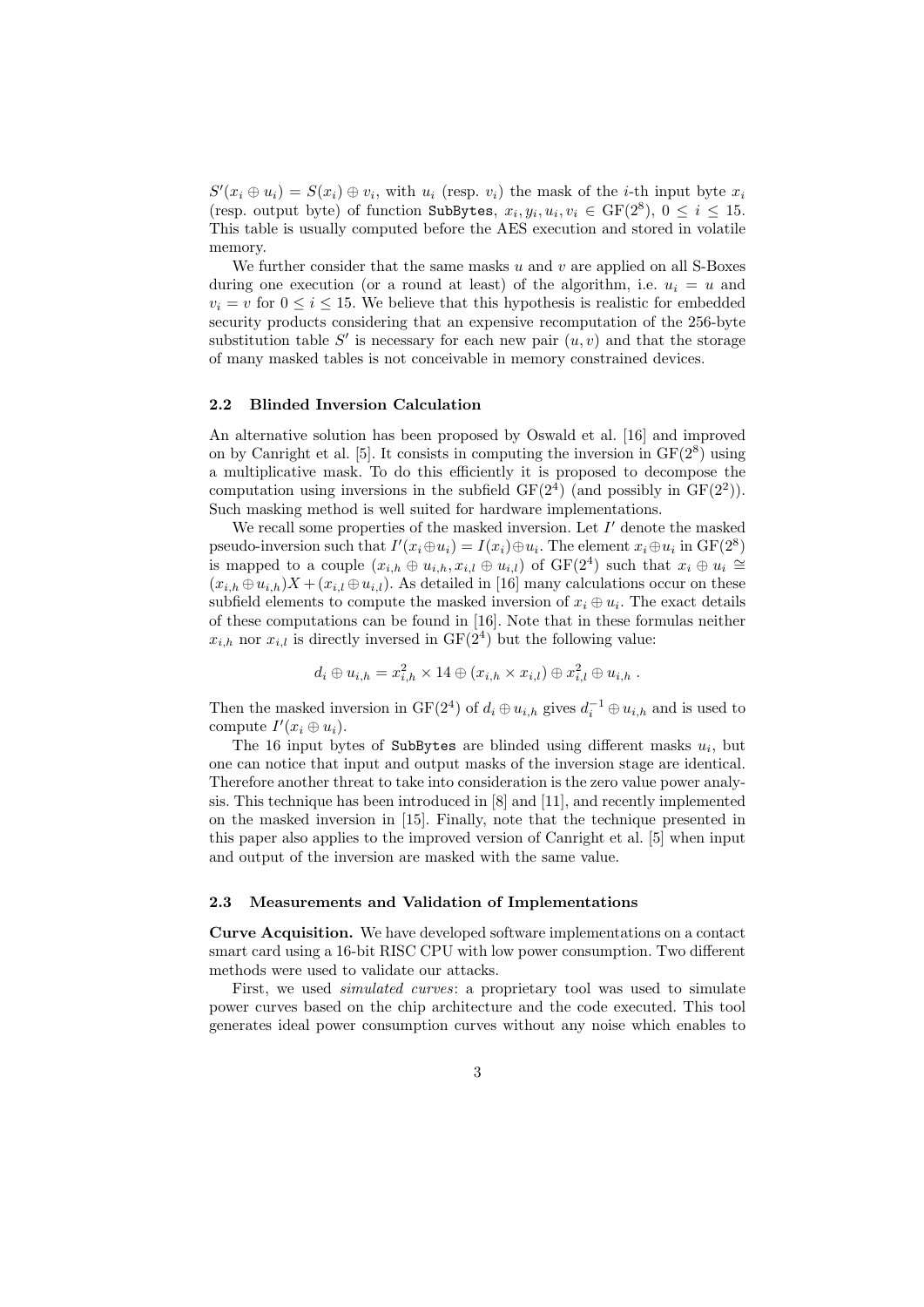$S'(x_i \oplus u_i) = S(x_i) \oplus v_i$, with $u_i$ (resp. $v_i$) the mask of the $i$-th input byte $x_i$ (resp. output byte) of function `SubBytes`, $x_i, y_i, u_i, v_i \in \mathrm{GF}(2^8)$, $0 \leq i \leq 15$. This table is usually computed before the AES execution and stored in volatile memory.

We further consider that the same masks $u$ and $v$ are applied on all S-Boxes during one execution (or a round at least) of the algorithm, i.e. $u_i = u$ and $v_i = v$ for $0 \leq i \leq 15$. We believe that this hypothesis is realistic for embedded security products considering that an expensive recomputation of the 256-byte substitution table $S'$ is necessary for each new pair $(u, v)$ and that the storage of many masked tables is not conceivable in memory constrained devices.

### 2.2 Blinded Inversion Calculation

An alternative solution has been proposed by Oswald et al. [16] and improved on by Canright et al. [5]. It consists in computing the inversion in $\mathrm{GF}(2^8)$ using a multiplicative mask. To do this efficiently it is proposed to decompose the computation using inversions in the subfield $\mathrm{GF}(2^4)$ (and possibly in $\mathrm{GF}(2^2)$). Such masking method is well suited for hardware implementations.

We recall some properties of the masked inversion. Let $I'$ denote the masked pseudo-inversion such that $I'(x_i \oplus u_i) = I(x_i) \oplus u_i$. The element $x_i \oplus u_i$ in $\mathrm{GF}(2^8)$ is mapped to a couple $(x_{i,h} \oplus u_{i,h}, x_{i,l} \oplus u_{i,l})$ of $\mathrm{GF}(2^4)$ such that $x_i \oplus u_i \cong (x_{i,h} \oplus u_{i,h})X + (x_{i,l} \oplus u_{i,l})$. As detailed in [16] many calculations occur on these subfield elements to compute the masked inversion of $x_i \oplus u_i$. The exact details of these computations can be found in [16]. Note that in these formulas neither $x_{i,h}$ nor $x_{i,l}$ is directly inversed in $\mathrm{GF}(2^4)$ but the following value:

$$d_i \oplus u_{i,h} = x_{i,h}^2 \times 14 \oplus (x_{i,h} \times x_{i,l}) \oplus x_{i,l}^2 \oplus u_{i,h} \ .$$

Then the masked inversion in $\mathrm{GF}(2^4)$ of $d_i \oplus u_{i,h}$ gives $d_i^{-1} \oplus u_{i,h}$ and is used to compute $I'(x_i \oplus u_i)$.

The 16 input bytes of `SubBytes` are blinded using different masks $u_i$, but one can notice that input and output masks of the inversion stage are identical. Therefore another threat to take into consideration is the zero value power analysis. This technique has been introduced in [8] and [11], and recently implemented on the masked inversion in [15]. Finally, note that the technique presented in this paper also applies to the improved version of Canright et al. [5] when input and output of the inversion are masked with the same value.

### 2.3 Measurements and Validation of Implementations

**Curve Acquisition.** We have developed software implementations on a contact smart card using a 16-bit RISC CPU with low power consumption. Two different methods were used to validate our attacks.

First, we used *simulated curves*: a proprietary tool was used to simulate power curves based on the chip architecture and the code executed. This tool generates ideal power consumption curves without any noise which enables to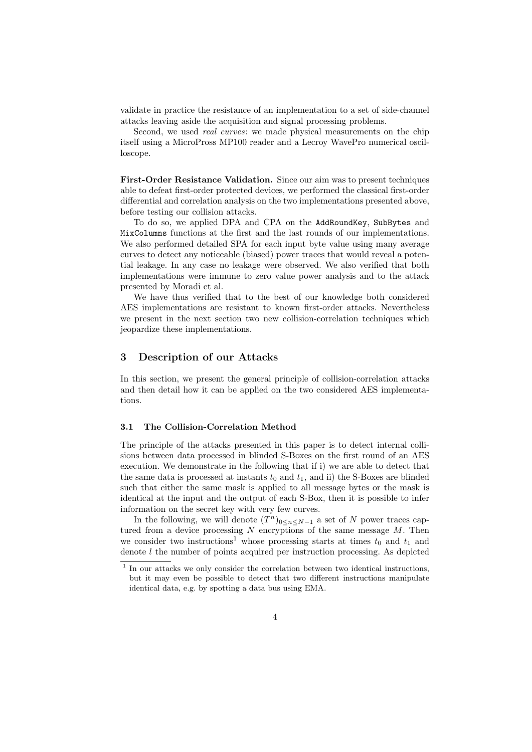validate in practice the resistance of an implementation to a set of side-channel attacks leaving aside the acquisition and signal processing problems.

Second, we used *real curves*: we made physical measurements on the chip itself using a MicroPross MP100 reader and a Lecroy WavePro numerical oscilloscope.

**First-Order Resistance Validation.** Since our aim was to present techniques able to defeat first-order protected devices, we performed the classical first-order differential and correlation analysis on the two implementations presented above, before testing our collision attacks.

To do so, we applied DPA and CPA on the `AddRoundKey`, `SubBytes` and `MixColumns` functions at the first and the last rounds of our implementations. We also performed detailed SPA for each input byte value using many average curves to detect any noticeable (biased) power traces that would reveal a potential leakage. In any case no leakage were observed. We also verified that both implementations were immune to zero value power analysis and to the attack presented by Moradi et al.

We have thus verified that to the best of our knowledge both considered AES implementations are resistant to known first-order attacks. Nevertheless we present in the next section two new collision-correlation techniques which jeopardize these implementations.

## 3 Description of our Attacks

In this section, we present the general principle of collision-correlation attacks and then detail how it can be applied on the two considered AES implementations.

### 3.1 The Collision-Correlation Method

The principle of the attacks presented in this paper is to detect internal collisions between data processed in blinded S-Boxes on the first round of an AES execution. We demonstrate in the following that if i) we are able to detect that the same data is processed at instants $t_0$ and $t_1$, and ii) the S-Boxes are blinded such that either the same mask is applied to all message bytes or the mask is identical at the input and the output of each S-Box, then it is possible to infer information on the secret key with very few curves.

In the following, we will denote $(T^n)_{0 \leq n \leq N-1}$ a set of $N$ power traces captured from a device processing $N$ encryptions of the same message $M$. Then we consider two instructions[1] whose processing starts at times $t_0$ and $t_1$ and denote $l$ the number of points acquired per instruction processing. As depicted

[1] In our attacks we only consider the correlation between two identical instructions, but it may even be possible to detect that two different instructions manipulate identical data, e.g. by spotting a data bus using EMA.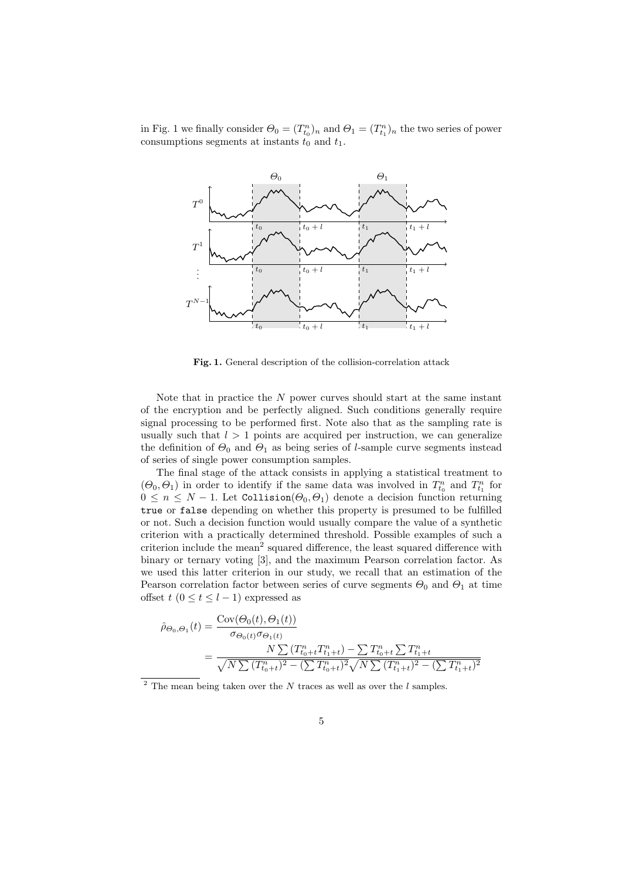in Fig. 1 we finally consider $\Theta_0 = (T^n_{t_0})_n$ and $\Theta_1 = (T^n_{t_1})_n$ the two series of power consumptions segments at instants $t_0$ and $t_1$.

**Fig. 1.** General description of the collision-correlation attack

Note that in practice the $N$ power curves should start at the same instant of the encryption and be perfectly aligned. Such conditions generally require signal processing to be performed first. Note also that as the sampling rate is usually such that $l > 1$ points are acquired per instruction, we can generalize the definition of $\Theta_0$ and $\Theta_1$ as being series of $l$-sample curve segments instead of series of single power consumption samples.

The final stage of the attack consists in applying a statistical treatment to $(\Theta_0, \Theta_1)$ in order to identify if the same data was involved in $T^n_{t_0}$ and $T^n_{t_1}$ for $0 \leq n \leq N-1$. Let `Collision`$(\Theta_0, \Theta_1)$ denote a decision function returning `true` or `false` depending on whether this property is presumed to be fulfilled or not. Such a decision function would usually compare the value of a synthetic criterion with a practically determined threshold. Possible examples of such a criterion include the mean[2] squared difference, the least squared difference with binary or ternary voting [3], and the maximum Pearson correlation factor. As we used this latter criterion in our study, we recall that an estimation of the Pearson correlation factor between series of curve segments $\Theta_0$ and $\Theta_1$ at time offset $t$ ($0 \leq t \leq l-1$) expressed as

$$
\begin{aligned}
\hat{\rho}_{\Theta_0,\Theta_1}(t) &= \frac{\mathrm{Cov}(\Theta_0(t), \Theta_1(t))}{\sigma_{\Theta_0(t)}\sigma_{\Theta_1(t)}} \\
&= \frac{N\sum (T^n_{t_0+t}T^n_{t_1+t}) - \sum T^n_{t_0+t}\sum T^n_{t_1+t}}{\sqrt{N\sum (T^n_{t_0+t})^2 - (\sum T^n_{t_0+t})^2}\sqrt{N\sum (T^n_{t_1+t})^2 - (\sum T^n_{t_1+t})^2}}
\end{aligned}
$$

[2] The mean being taken over the $N$ traces as well as over the $l$ samples.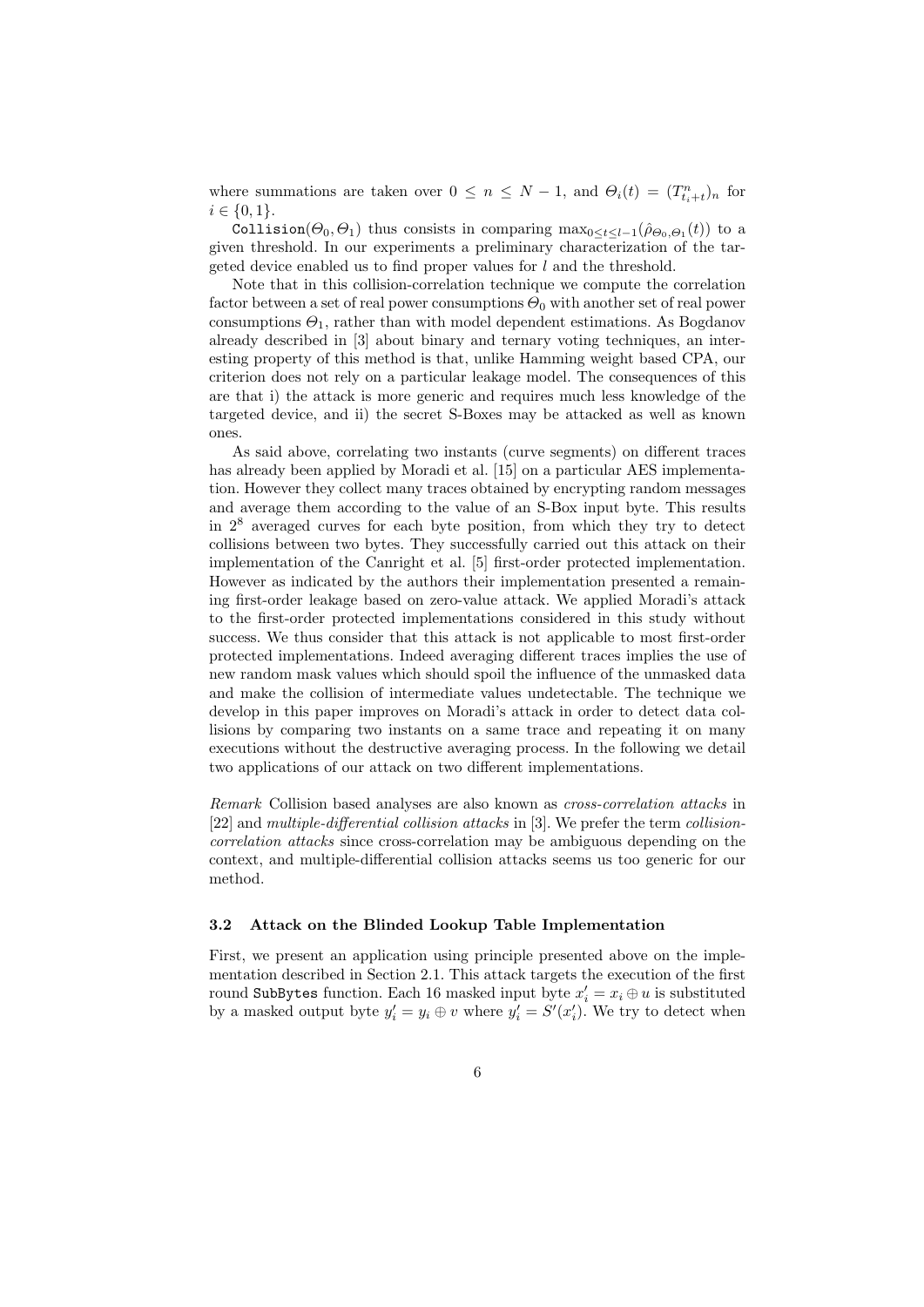where summations are taken over $0 \leq n \leq N-1$, and $\Theta_i(t) = (T^n_{t_i+t})_n$ for $i \in \{0, 1\}$.

`Collision`$(\Theta_0, \Theta_1)$ thus consists in comparing $\max_{0 \leq t \leq l-1}(\hat{\rho}_{\Theta_0,\Theta_1}(t))$ to a given threshold. In our experiments a preliminary characterization of the targeted device enabled us to find proper values for $l$ and the threshold.

Note that in this collision-correlation technique we compute the correlation factor between a set of real power consumptions $\Theta_0$ with another set of real power consumptions $\Theta_1$, rather than with model dependent estimations. As Bogdanov already described in [3] about binary and ternary voting techniques, an interesting property of this method is that, unlike Hamming weight based CPA, our criterion does not rely on a particular leakage model. The consequences of this are that i) the attack is more generic and requires much less knowledge of the targeted device, and ii) the secret S-Boxes may be attacked as well as known ones.

As said above, correlating two instants (curve segments) on different traces has already been applied by Moradi et al. [15] on a particular AES implementation. However they collect many traces obtained by encrypting random messages and average them according to the value of an S-Box input byte. This results in $2^8$ averaged curves for each byte position, from which they try to detect collisions between two bytes. They successfully carried out this attack on their implementation of the Canright et al. [5] first-order protected implementation. However as indicated by the authors their implementation presented a remaining first-order leakage based on zero-value attack. We applied Moradi's attack to the first-order protected implementations considered in this study without success. We thus consider that this attack is not applicable to most first-order protected implementations. Indeed averaging different traces implies the use of new random mask values which should spoil the influence of the unmasked data and make the collision of intermediate values undetectable. The technique we develop in this paper improves on Moradi's attack in order to detect data collisions by comparing two instants on a same trace and repeating it on many executions without the destructive averaging process. In the following we detail two applications of our attack on two different implementations.

*Remark* Collision based analyses are also known as *cross-correlation attacks* in [22] and *multiple-differential collision attacks* in [3]. We prefer the term *collision-correlation attacks* since cross-correlation may be ambiguous depending on the context, and multiple-differential collision attacks seems us too generic for our method.

### 3.2 Attack on the Blinded Lookup Table Implementation

First, we present an application using principle presented above on the implementation described in Section 2.1. This attack targets the execution of the first round `SubBytes` function. Each 16 masked input byte $x'_i = x_i \oplus u$ is substituted by a masked output byte $y'_i = y_i \oplus v$ where $y'_i = S'(x'_i)$. We try to detect when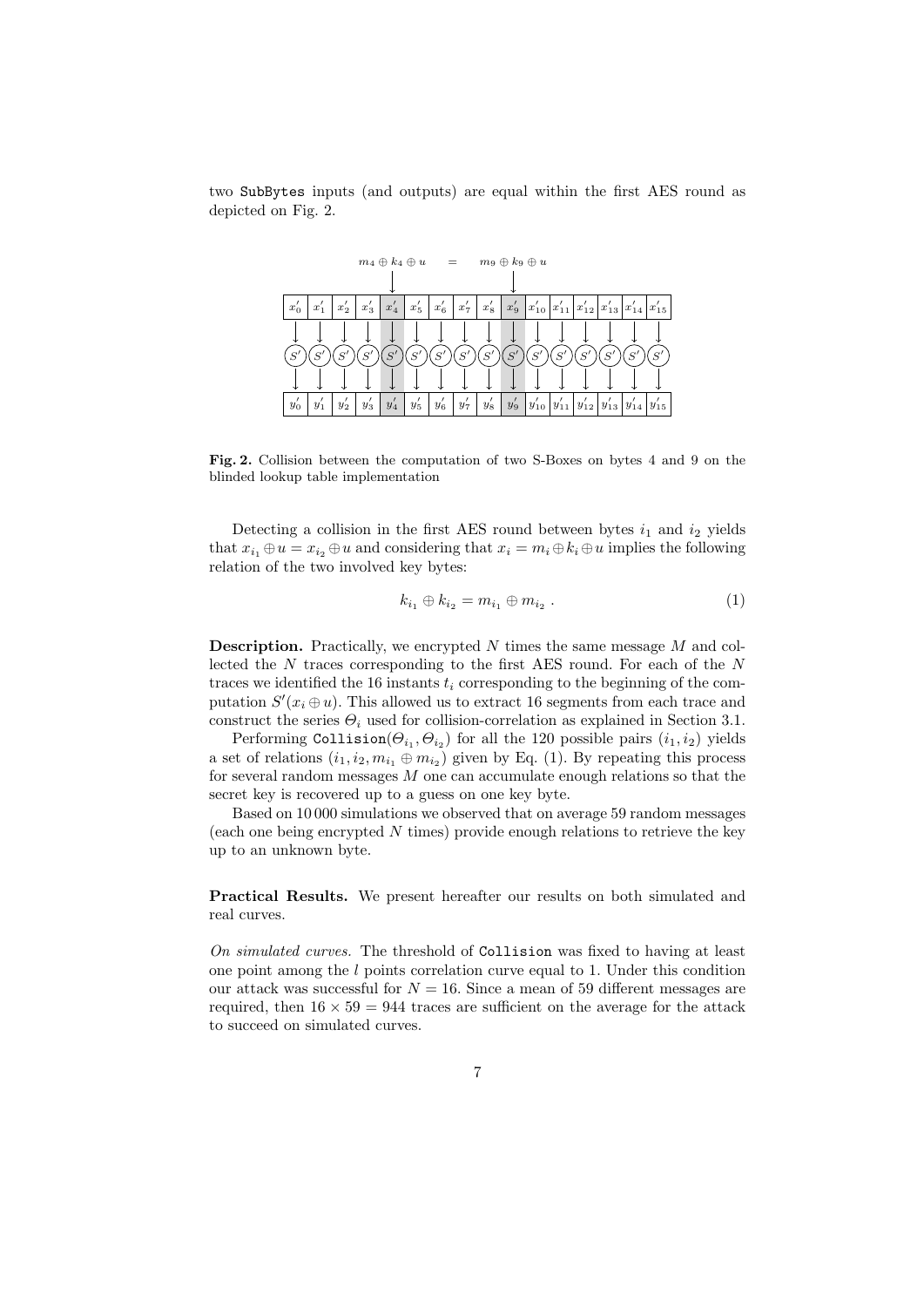two SubBytes inputs (and outputs) are equal within the first AES round as depicted on Fig. 2.

$$m_4 \oplus k_4 \oplus u \quad = \quad m_9 \oplus k_9 \oplus u$$

| $x'_0$ | $x'_1$ | $x'_2$ | $x'_3$ | $x'_4$ | $x'_5$ | $x'_6$ | $x'_7$ | $x'_8$ | $x'_9$ | $x'_{10}$ | $x'_{11}$ | $x'_{12}$ | $x'_{13}$ | $x'_{14}$ | $x'_{15}$ |
|---|---|---|---|---|---|---|---|---|---|---|---|---|---|---|---|
| $S'$ | $S'$ | $S'$ | $S'$ | $S'$ | $S'$ | $S'$ | $S'$ | $S'$ | $S'$ | $S'$ | $S'$ | $S'$ | $S'$ | $S'$ | $S'$ |
| $y'_0$ | $y'_1$ | $y'_2$ | $y'_3$ | $y'_4$ | $y'_5$ | $y'_6$ | $y'_7$ | $y'_8$ | $y'_9$ | $y'_{10}$ | $y'_{11}$ | $y'_{12}$ | $y'_{13}$ | $y'_{14}$ | $y'_{15}$ |

**Fig. 2.** Collision between the computation of two S-Boxes on bytes 4 and 9 on the blinded lookup table implementation

Detecting a collision in the first AES round between bytes $i_1$ and $i_2$ yields that $x_{i_1} \oplus u = x_{i_2} \oplus u$ and considering that $x_i = m_i \oplus k_i \oplus u$ implies the following relation of the two involved key bytes:

$$k_{i_1} \oplus k_{i_2} = m_{i_1} \oplus m_{i_2} \ . \tag{1}$$

**Description.** Practically, we encrypted $N$ times the same message $M$ and collected the $N$ traces corresponding to the first AES round. For each of the $N$ traces we identified the 16 instants $t_i$ corresponding to the beginning of the computation $S'(x_i \oplus u)$. This allowed us to extract 16 segments from each trace and construct the series $\Theta_i$ used for collision-correlation as explained in Section 3.1.

Performing $\texttt{Collision}(\Theta_{i_1}, \Theta_{i_2})$ for all the 120 possible pairs $(i_1, i_2)$ yields a set of relations $(i_1, i_2, m_{i_1} \oplus m_{i_2})$ given by Eq. (1). By repeating this process for several random messages $M$ one can accumulate enough relations so that the secret key is recovered up to a guess on one key byte.

Based on 10 000 simulations we observed that on average 59 random messages (each one being encrypted $N$ times) provide enough relations to retrieve the key up to an unknown byte.

**Practical Results.** We present hereafter our results on both simulated and real curves.

*On simulated curves.* The threshold of Collision was fixed to having at least one point among the $l$ points correlation curve equal to 1. Under this condition our attack was successful for $N = 16$. Since a mean of 59 different messages are required, then $16 \times 59 = 944$ traces are sufficient on the average for the attack to succeed on simulated curves.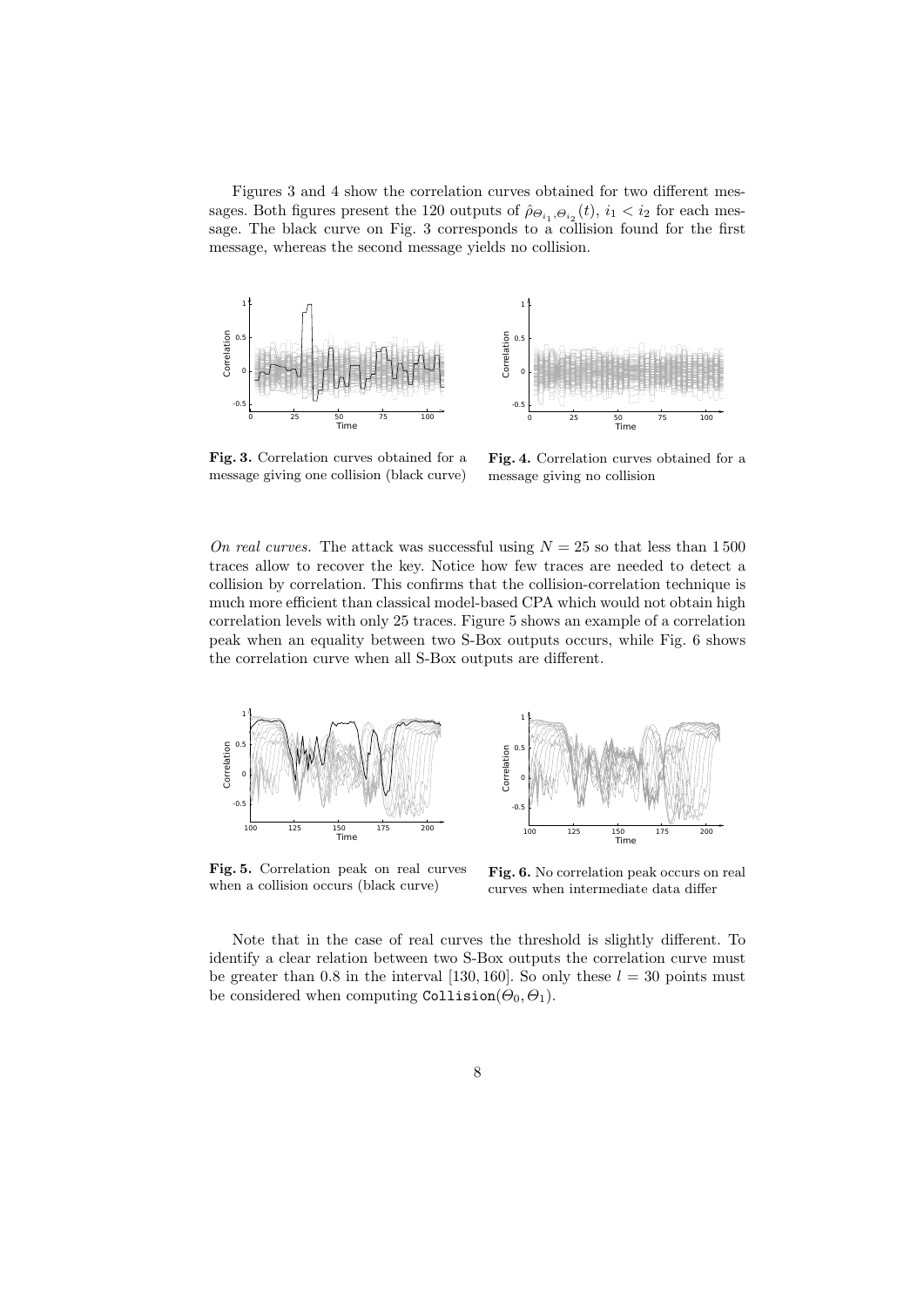Figures 3 and 4 show the correlation curves obtained for two different messages. Both figures present the 120 outputs of $\hat{\rho}_{\Theta_{i_1},\Theta_{i_2}}(t)$, $i_1 < i_2$ for each message. The black curve on Fig. 3 corresponds to a collision found for the first message, whereas the second message yields no collision.

**Fig. 3.** Correlation curves obtained for a message giving one collision (black curve)

**Fig. 4.** Correlation curves obtained for a message giving no collision

*On real curves.* The attack was successful using $N = 25$ so that less than 1 500 traces allow to recover the key. Notice how few traces are needed to detect a collision by correlation. This confirms that the collision-correlation technique is much more efficient than classical model-based CPA which would not obtain high correlation levels with only 25 traces. Figure 5 shows an example of a correlation peak when an equality between two S-Box outputs occurs, while Fig. 6 shows the correlation curve when all S-Box outputs are different.

**Fig. 5.** Correlation peak on real curves when a collision occurs (black curve)

**Fig. 6.** No correlation peak occurs on real curves when intermediate data differ

Note that in the case of real curves the threshold is slightly different. To identify a clear relation between two S-Box outputs the correlation curve must be greater than 0.8 in the interval [130, 160]. So only these $l = 30$ points must be considered when computing $\texttt{Collision}(\Theta_0, \Theta_1)$.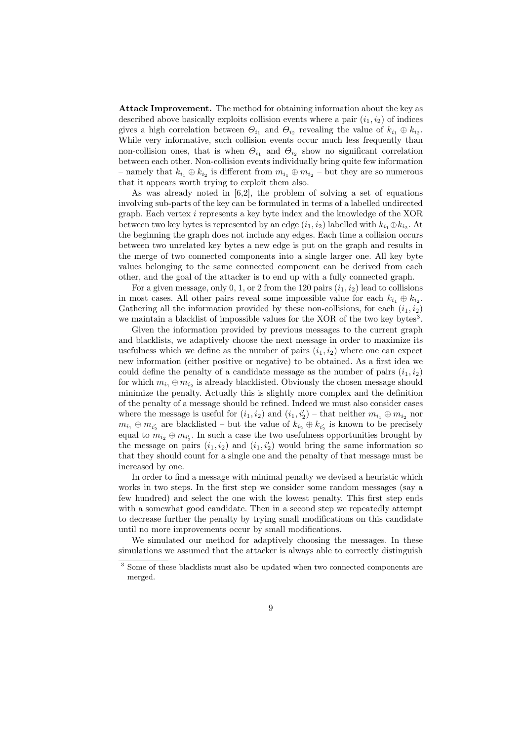**Attack Improvement.** The method for obtaining information about the key as described above basically exploits collision events where a pair $(i_1, i_2)$ of indices gives a high correlation between $\Theta_{i_1}$ and $\Theta_{i_2}$ revealing the value of $k_{i_1} \oplus k_{i_2}$. While very informative, such collision events occur much less frequently than non-collision ones, that is when $\Theta_{i_1}$ and $\Theta_{i_2}$ show no significant correlation between each other. Non-collision events individually bring quite few information – namely that $k_{i_1} \oplus k_{i_2}$ is different from $m_{i_1} \oplus m_{i_2}$ – but they are so numerous that it appears worth trying to exploit them also.

As was already noted in [6,2], the problem of solving a set of equations involving sub-parts of the key can be formulated in terms of a labelled undirected graph. Each vertex $i$ represents a key byte index and the knowledge of the XOR between two key bytes is represented by an edge $(i_1, i_2)$ labelled with $k_{i_1} \oplus k_{i_2}$. At the beginning the graph does not include any edges. Each time a collision occurs between two unrelated key bytes a new edge is put on the graph and results in the merge of two connected components into a single larger one. All key byte values belonging to the same connected component can be derived from each other, and the goal of the attacker is to end up with a fully connected graph.

For a given message, only 0, 1, or 2 from the 120 pairs $(i_1, i_2)$ lead to collisions in most cases. All other pairs reveal some impossible value for each $k_{i_1} \oplus k_{i_2}$. Gathering all the information provided by these non-collisions, for each $(i_1, i_2)$ we maintain a blacklist of impossible values for the XOR of the two key bytes[3].

Given the information provided by previous messages to the current graph and blacklists, we adaptively choose the next message in order to maximize its usefulness which we define as the number of pairs $(i_1, i_2)$ where one can expect new information (either positive or negative) to be obtained. As a first idea we could define the penalty of a candidate message as the number of pairs $(i_1, i_2)$ for which $m_{i_1} \oplus m_{i_2}$ is already blacklisted. Obviously the chosen message should minimize the penalty. Actually this is slightly more complex and the definition of the penalty of a message should be refined. Indeed we must also consider cases where the message is useful for $(i_1, i_2)$ and $(i_1, i'_2)$ – that neither $m_{i_1} \oplus m_{i_2}$ nor $m_{i_1} \oplus m_{i'_2}$ are blacklisted – but the value of $k_{i_2} \oplus k_{i'_2}$ is known to be precisely equal to $m_{i_2} \oplus m_{i'_2}$. In such a case the two usefulness opportunities brought by the message on pairs $(i_1, i_2)$ and $(i_1, i'_2)$ would bring the same information so that they should count for a single one and the penalty of that message must be increased by one.

In order to find a message with minimal penalty we devised a heuristic which works in two steps. In the first step we consider some random messages (say a few hundred) and select the one with the lowest penalty. This first step ends with a somewhat good candidate. Then in a second step we repeatedly attempt to decrease further the penalty by trying small modifications on this candidate until no more improvements occur by small modifications.

We simulated our method for adaptively choosing the messages. In these simulations we assumed that the attacker is always able to correctly distinguish

[3] Some of these blacklists must also be updated when two connected components are merged.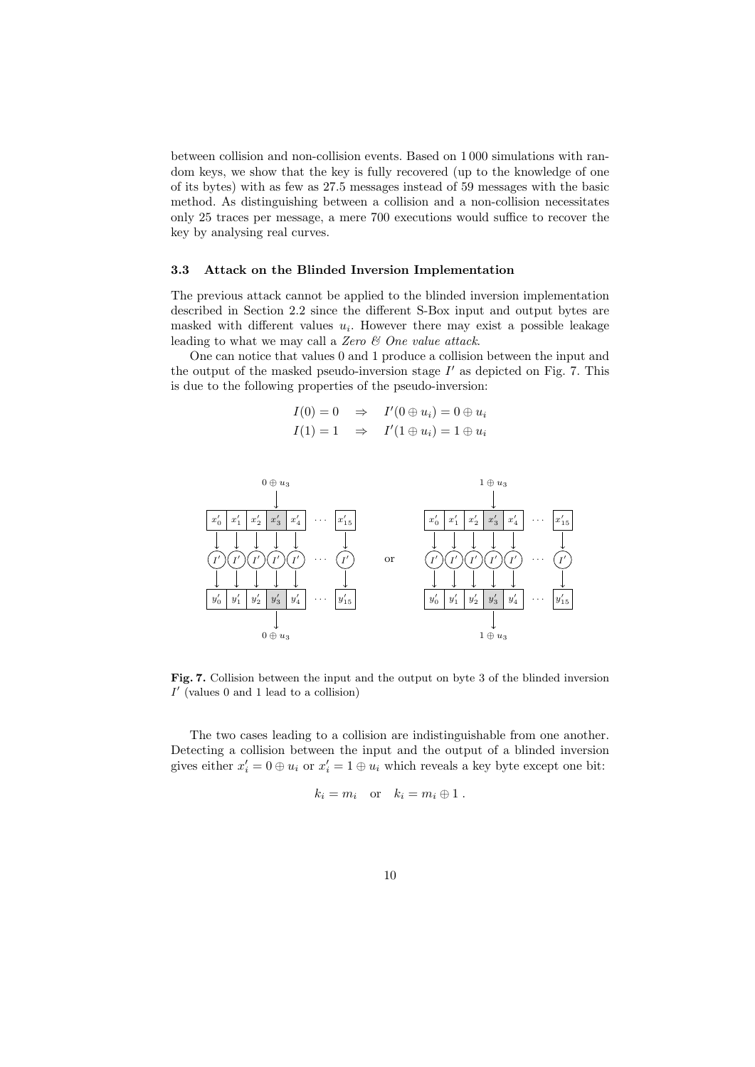between collision and non-collision events. Based on 1 000 simulations with random keys, we show that the key is fully recovered (up to the knowledge of one of its bytes) with as few as 27.5 messages instead of 59 messages with the basic method. As distinguishing between a collision and a non-collision necessitates only 25 traces per message, a mere 700 executions would suffice to recover the key by analysing real curves.

### 3.3 Attack on the Blinded Inversion Implementation

The previous attack cannot be applied to the blinded inversion implementation described in Section 2.2 since the different S-Box input and output bytes are masked with different values $u_i$. However there may exist a possible leakage leading to what we may call a *Zero & One value attack*.

One can notice that values 0 and 1 produce a collision between the input and the output of the masked pseudo-inversion stage $I'$ as depicted on Fig. 7. This is due to the following properties of the pseudo-inversion:

$$I(0) = 0 \quad \Rightarrow \quad I'(0 \oplus u_i) = 0 \oplus u_i$$
$$I(1) = 1 \quad \Rightarrow \quad I'(1 \oplus u_i) = 1 \oplus u_i$$

**Fig. 7.** Collision between the input and the output on byte 3 of the blinded inversion $I'$ (values 0 and 1 lead to a collision)

The two cases leading to a collision are indistinguishable from one another. Detecting a collision between the input and the output of a blinded inversion gives either $x'_i = 0 \oplus u_i$ or $x'_i = 1 \oplus u_i$ which reveals a key byte except one bit:

$$k_i = m_i \quad \text{or} \quad k_i = m_i \oplus 1 \; .$$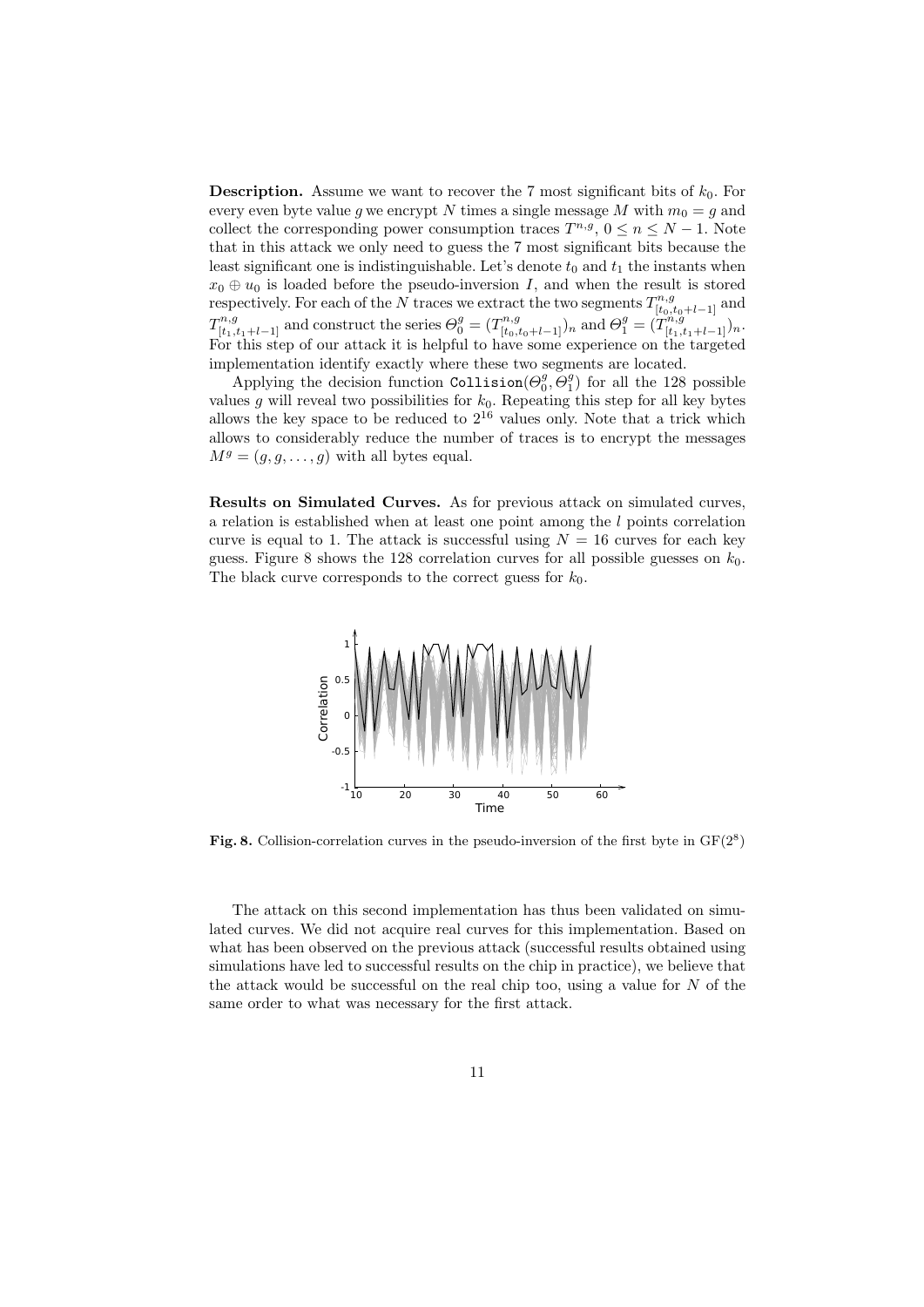**Description.** Assume we want to recover the 7 most significant bits of $k_0$. For every even byte value $g$ we encrypt $N$ times a single message $M$ with $m_0 = g$ and collect the corresponding power consumption traces $T^{n,g}$, $0 \leq n \leq N-1$. Note that in this attack we only need to guess the 7 most significant bits because the least significant one is indistinguishable. Let's denote $t_0$ and $t_1$ the instants when $x_0 \oplus u_0$ is loaded before the pseudo-inversion $I$, and when the result is stored respectively. For each of the $N$ traces we extract the two segments $T^{n,g}_{[t_0,t_0+l-1]}$ and $T^{n,g}_{[t_1,t_1+l-1]}$ and construct the series $\Theta^g_0 = (T^{n,g}_{[t_0,t_0+l-1]})_n$ and $\Theta^g_1 = (T^{n,g}_{[t_1,t_1+l-1]})_n$. For this step of our attack it is helpful to have some experience on the targeted implementation identify exactly where these two segments are located.

Applying the decision function $\texttt{Collision}(\Theta^g_0, \Theta^g_1)$ for all the 128 possible values $g$ will reveal two possibilities for $k_0$. Repeating this step for all key bytes allows the key space to be reduced to $2^{16}$ values only. Note that a trick which allows to considerably reduce the number of traces is to encrypt the messages $M^g = (g, g, \ldots, g)$ with all bytes equal.

**Results on Simulated Curves.** As for previous attack on simulated curves, a relation is established when at least one point among the $l$ points correlation curve is equal to 1. The attack is successful using $N = 16$ curves for each key guess. Figure 8 shows the 128 correlation curves for all possible guesses on $k_0$. The black curve corresponds to the correct guess for $k_0$.

**Fig. 8.** Collision-correlation curves in the pseudo-inversion of the first byte in $\mathrm{GF}(2^8)$

The attack on this second implementation has thus been validated on simulated curves. We did not acquire real curves for this implementation. Based on what has been observed on the previous attack (successful results obtained using simulations have led to successful results on the chip in practice), we believe that the attack would be successful on the real chip too, using a value for $N$ of the same order to what was necessary for the first attack.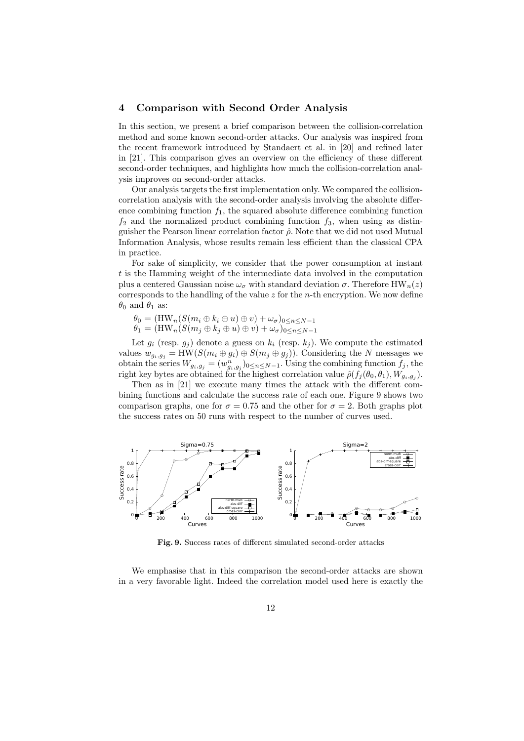## 4 Comparison with Second Order Analysis

In this section, we present a brief comparison between the collision-correlation method and some known second-order attacks. Our analysis was inspired from the recent framework introduced by Standaert et al. in [20] and refined later in [21]. This comparison gives an overview on the efficiency of these different second-order techniques, and highlights how much the collision-correlation analysis improves on second-order attacks.

Our analysis targets the first implementation only. We compared the collision-correlation analysis with the second-order analysis involving the absolute difference combining function $f_1$, the squared absolute difference combining function $f_2$ and the normalized product combining function $f_3$, when using as distinguisher the Pearson linear correlation factor $\hat{\rho}$. Note that we did not used Mutual Information Analysis, whose results remain less efficient than the classical CPA in practice.

For sake of simplicity, we consider that the power consumption at instant $t$ is the Hamming weight of the intermediate data involved in the computation plus a centered Gaussian noise $\omega_\sigma$ with standard deviation $\sigma$. Therefore $\mathrm{HW}_n(z)$ corresponds to the handling of the value $z$ for the $n$-th encryption. We now define $\theta_0$ and $\theta_1$ as:

$$\theta_0 = (\mathrm{HW}_n(S(m_i \oplus k_i \oplus u) \oplus v) + \omega_\sigma)_{0 \leq n \leq N-1}$$
$$\theta_1 = (\mathrm{HW}_n(S(m_j \oplus k_j \oplus u) \oplus v) + \omega_\sigma)_{0 \leq n \leq N-1}$$

Let $g_i$ (resp. $g_j$) denote a guess on $k_i$ (resp. $k_j$). We compute the estimated values $w_{g_i,g_j} = \mathrm{HW}(S(m_i \oplus g_i) \oplus S(m_j \oplus g_j))$. Considering the $N$ messages we obtain the series $W_{g_i,g_j} = (w^n_{g_i,g_j})_{0 \leq n \leq N-1}$. Using the combining function $f_j$, the right key bytes are obtained for the highest correlation value $\hat{\rho}(f_j(\theta_0, \theta_1), W_{g_i,g_j})$.

Then as in [21] we execute many times the attack with the different combining functions and calculate the success rate of each one. Figure 9 shows two comparison graphs, one for $\sigma = 0.75$ and the other for $\sigma = 2$. Both graphs plot the success rates on 50 runs with respect to the number of curves used.

**Fig. 9.** Success rates of different simulated second-order attacks

We emphasise that in this comparison the second-order attacks are shown in a very favorable light. Indeed the correlation model used here is exactly the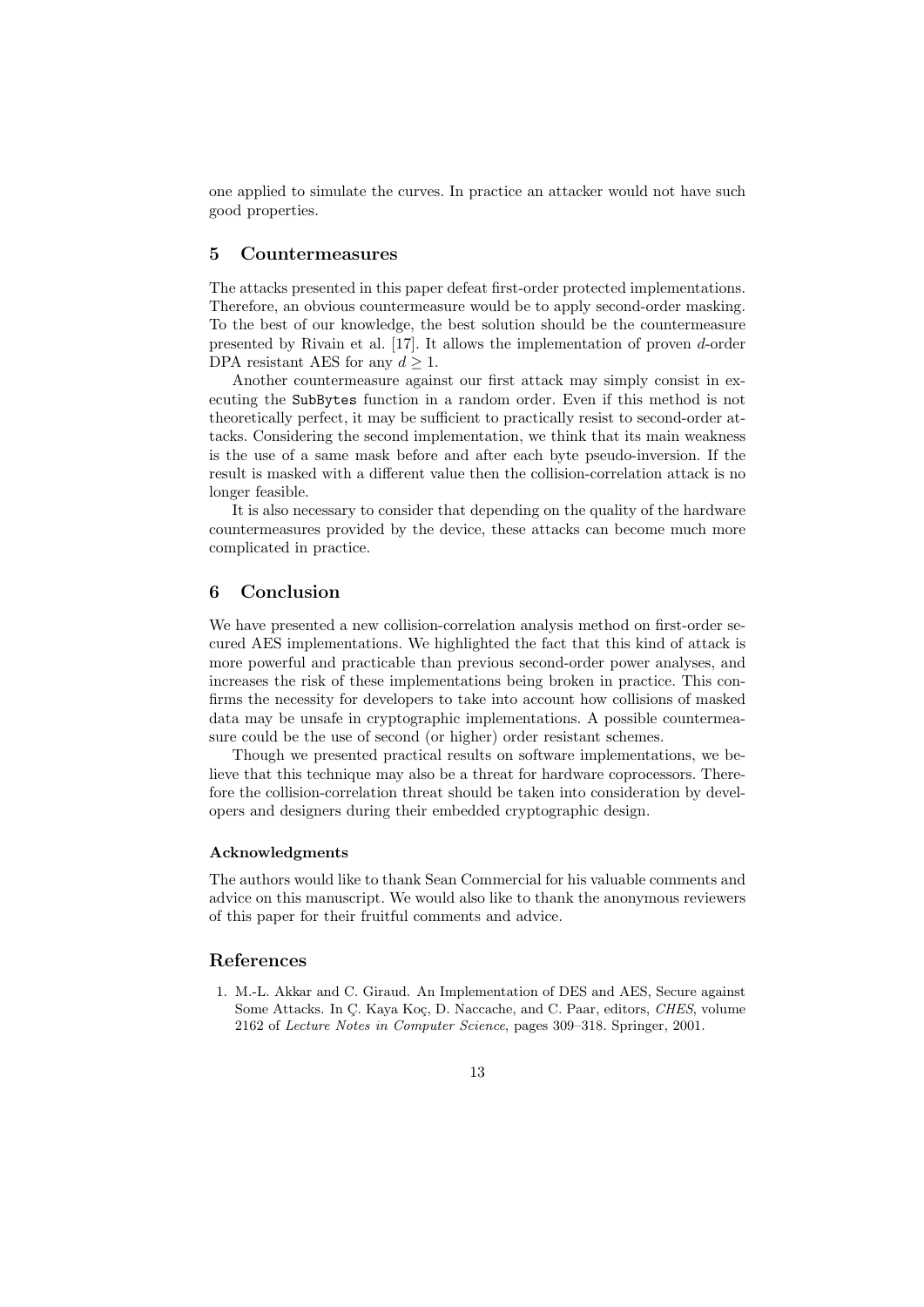one applied to simulate the curves. In practice an attacker would not have such good properties.

## 5 Countermeasures

The attacks presented in this paper defeat first-order protected implementations. Therefore, an obvious countermeasure would be to apply second-order masking. To the best of our knowledge, the best solution should be the countermeasure presented by Rivain et al. [17]. It allows the implementation of proven $d$-order DPA resistant AES for any $d \geq 1$.

Another countermeasure against our first attack may simply consist in executing the `SubBytes` function in a random order. Even if this method is not theoretically perfect, it may be sufficient to practically resist to second-order attacks. Considering the second implementation, we think that its main weakness is the use of a same mask before and after each byte pseudo-inversion. If the result is masked with a different value then the collision-correlation attack is no longer feasible.

It is also necessary to consider that depending on the quality of the hardware countermeasures provided by the device, these attacks can become much more complicated in practice.

## 6 Conclusion

We have presented a new collision-correlation analysis method on first-order secured AES implementations. We highlighted the fact that this kind of attack is more powerful and practicable than previous second-order power analyses, and increases the risk of these implementations being broken in practice. This confirms the necessity for developers to take into account how collisions of masked data may be unsafe in cryptographic implementations. A possible countermeasure could be the use of second (or higher) order resistant schemes.

Though we presented practical results on software implementations, we believe that this technique may also be a threat for hardware coprocessors. Therefore the collision-correlation threat should be taken into consideration by developers and designers during their embedded cryptographic design.

### Acknowledgments

The authors would like to thank Sean Commercial for his valuable comments and advice on this manuscript. We would also like to thank the anonymous reviewers of this paper for their fruitful comments and advice.

## References

1. M.-L. Akkar and C. Giraud. An Implementation of DES and AES, Secure against Some Attacks. In Ç. Kaya Koç, D. Naccache, and C. Paar, editors, *CHES*, volume 2162 of *Lecture Notes in Computer Science*, pages 309–318. Springer, 2001.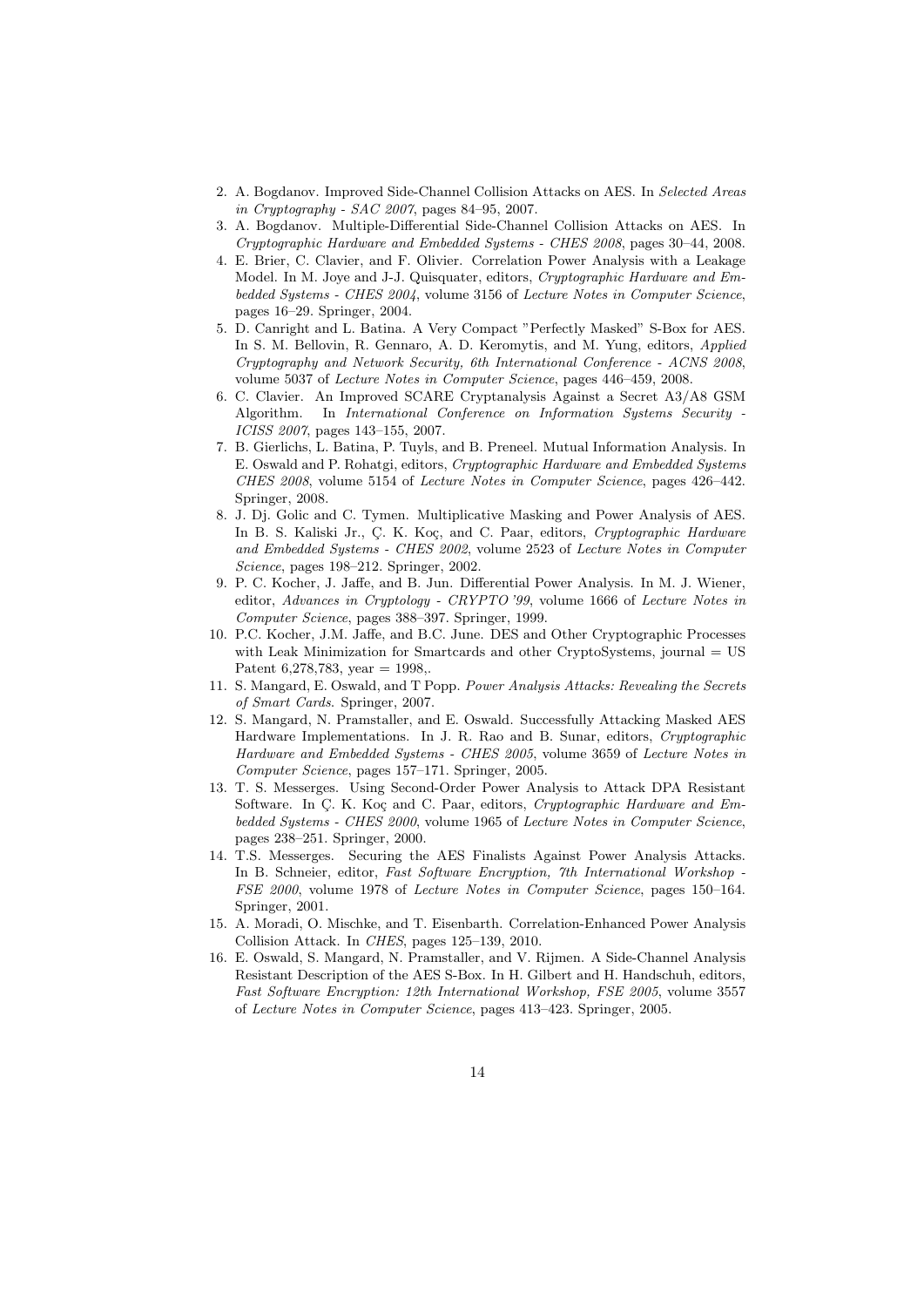2. A. Bogdanov. Improved Side-Channel Collision Attacks on AES. In *Selected Areas in Cryptography - SAC 2007*, pages 84–95, 2007.
3. A. Bogdanov. Multiple-Differential Side-Channel Collision Attacks on AES. In *Cryptographic Hardware and Embedded Systems - CHES 2008*, pages 30–44, 2008.
4. E. Brier, C. Clavier, and F. Olivier. Correlation Power Analysis with a Leakage Model. In M. Joye and J-J. Quisquater, editors, *Cryptographic Hardware and Embedded Systems - CHES 2004*, volume 3156 of *Lecture Notes in Computer Science*, pages 16–29. Springer, 2004.
5. D. Canright and L. Batina. A Very Compact "Perfectly Masked" S-Box for AES. In S. M. Bellovin, R. Gennaro, A. D. Keromytis, and M. Yung, editors, *Applied Cryptography and Network Security, 6th International Conference - ACNS 2008*, volume 5037 of *Lecture Notes in Computer Science*, pages 446–459, 2008.
6. C. Clavier. An Improved SCARE Cryptanalysis Against a Secret A3/A8 GSM Algorithm. In *International Conference on Information Systems Security - ICISS 2007*, pages 143–155, 2007.
7. B. Gierlichs, L. Batina, P. Tuyls, and B. Preneel. Mutual Information Analysis. In E. Oswald and P. Rohatgi, editors, *Cryptographic Hardware and Embedded Systems CHES 2008*, volume 5154 of *Lecture Notes in Computer Science*, pages 426–442. Springer, 2008.
8. J. Dj. Golic and C. Tymen. Multiplicative Masking and Power Analysis of AES. In B. S. Kaliski Jr., Ç. K. Koç, and C. Paar, editors, *Cryptographic Hardware and Embedded Systems - CHES 2002*, volume 2523 of *Lecture Notes in Computer Science*, pages 198–212. Springer, 2002.
9. P. C. Kocher, J. Jaffe, and B. Jun. Differential Power Analysis. In M. J. Wiener, editor, *Advances in Cryptology - CRYPTO '99*, volume 1666 of *Lecture Notes in Computer Science*, pages 388–397. Springer, 1999.
10. P.C. Kocher, J.M. Jaffe, and B.C. June. DES and Other Cryptographic Processes with Leak Minimization for Smartcards and other CryptoSystems, journal = US Patent 6,278,783, year = 1998,.
11. S. Mangard, E. Oswald, and T Popp. *Power Analysis Attacks: Revealing the Secrets of Smart Cards*. Springer, 2007.
12. S. Mangard, N. Pramstaller, and E. Oswald. Successfully Attacking Masked AES Hardware Implementations. In J. R. Rao and B. Sunar, editors, *Cryptographic Hardware and Embedded Systems - CHES 2005*, volume 3659 of *Lecture Notes in Computer Science*, pages 157–171. Springer, 2005.
13. T. S. Messerges. Using Second-Order Power Analysis to Attack DPA Resistant Software. In Ç. K. Koç and C. Paar, editors, *Cryptographic Hardware and Embedded Systems - CHES 2000*, volume 1965 of *Lecture Notes in Computer Science*, pages 238–251. Springer, 2000.
14. T.S. Messerges. Securing the AES Finalists Against Power Analysis Attacks. In B. Schneier, editor, *Fast Software Encryption, 7th International Workshop - FSE 2000*, volume 1978 of *Lecture Notes in Computer Science*, pages 150–164. Springer, 2001.
15. A. Moradi, O. Mischke, and T. Eisenbarth. Correlation-Enhanced Power Analysis Collision Attack. In *CHES*, pages 125–139, 2010.
16. E. Oswald, S. Mangard, N. Pramstaller, and V. Rijmen. A Side-Channel Analysis Resistant Description of the AES S-Box. In H. Gilbert and H. Handschuh, editors, *Fast Software Encryption: 12th International Workshop, FSE 2005*, volume 3557 of *Lecture Notes in Computer Science*, pages 413–423. Springer, 2005.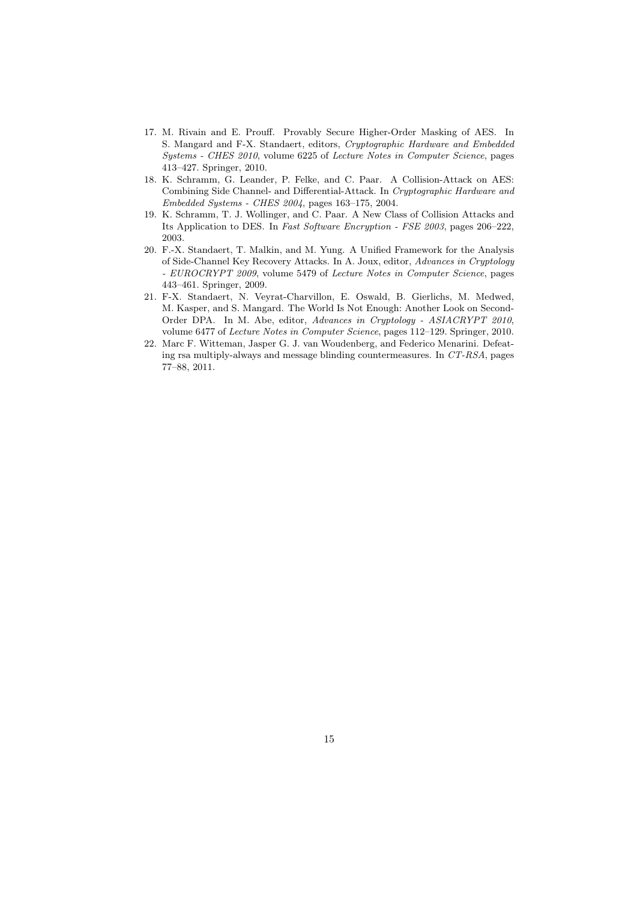17. M. Rivain and E. Prouff. Provably Secure Higher-Order Masking of AES. In S. Mangard and F-X. Standaert, editors, *Cryptographic Hardware and Embedded Systems - CHES 2010*, volume 6225 of *Lecture Notes in Computer Science*, pages 413–427. Springer, 2010.
18. K. Schramm, G. Leander, P. Felke, and C. Paar. A Collision-Attack on AES: Combining Side Channel- and Differential-Attack. In *Cryptographic Hardware and Embedded Systems - CHES 2004*, pages 163–175, 2004.
19. K. Schramm, T. J. Wollinger, and C. Paar. A New Class of Collision Attacks and Its Application to DES. In *Fast Software Encryption - FSE 2003*, pages 206–222, 2003.
20. F.-X. Standaert, T. Malkin, and M. Yung. A Unified Framework for the Analysis of Side-Channel Key Recovery Attacks. In A. Joux, editor, *Advances in Cryptology - EUROCRYPT 2009*, volume 5479 of *Lecture Notes in Computer Science*, pages 443–461. Springer, 2009.
21. F-X. Standaert, N. Veyrat-Charvillon, E. Oswald, B. Gierlichs, M. Medwed, M. Kasper, and S. Mangard. The World Is Not Enough: Another Look on Second-Order DPA. In M. Abe, editor, *Advances in Cryptology - ASIACRYPT 2010*, volume 6477 of *Lecture Notes in Computer Science*, pages 112–129. Springer, 2010.
22. Marc F. Witteman, Jasper G. J. van Woudenberg, and Federico Menarini. Defeating rsa multiply-always and message blinding countermeasures. In *CT-RSA*, pages 77–88, 2011.